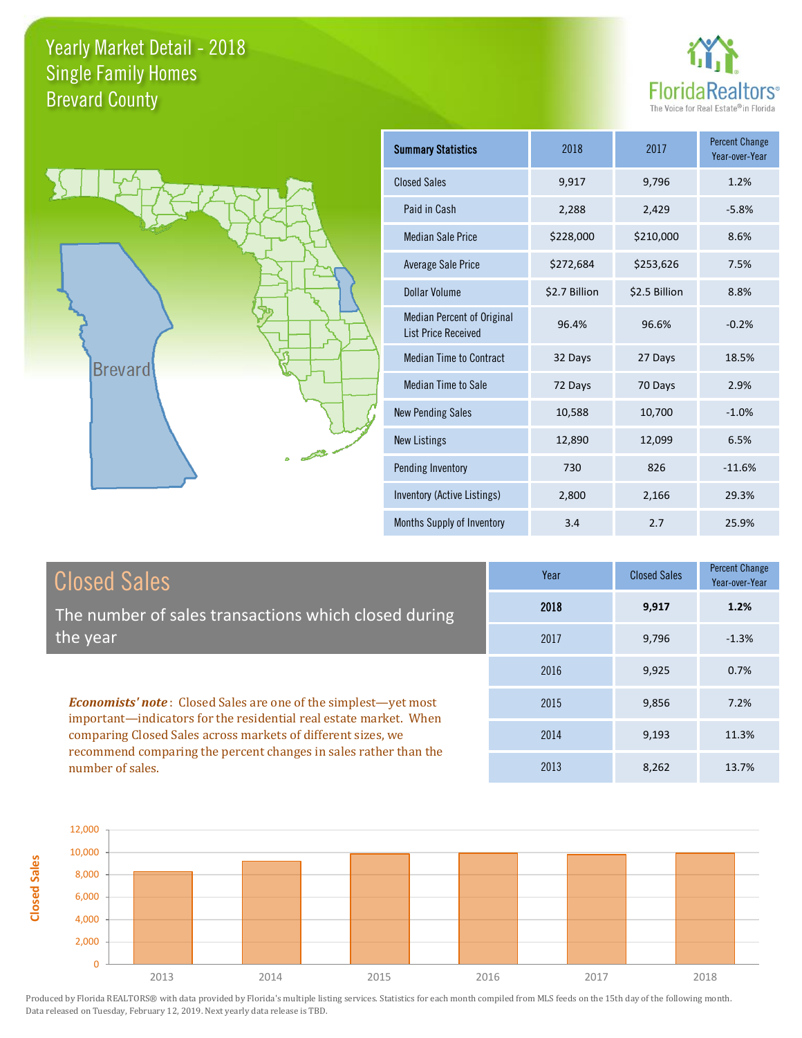# Yearly Market Detail - 2018
## Single Family Homes
## Brevard County

FloridaRealtors® The Voice for Real Estate® in Florida

Brevard

| Summary Statistics | 2018 | 2017 | Percent Change Year-over-Year |
|---|---|---|---|
| Closed Sales | 9,917 | 9,796 | 1.2% |
| Paid in Cash | 2,288 | 2,429 | -5.8% |
| Median Sale Price | $228,000 | $210,000 | 8.6% |
| Average Sale Price | $272,684 | $253,626 | 7.5% |
| Dollar Volume | $2.7 Billion | $2.5 Billion | 8.8% |
| Median Percent of Original List Price Received | 96.4% | 96.6% | -0.2% |
| Median Time to Contract | 32 Days | 27 Days | 18.5% |
| Median Time to Sale | 72 Days | 70 Days | 2.9% |
| New Pending Sales | 10,588 | 10,700 | -1.0% |
| New Listings | 12,890 | 12,099 | 6.5% |
| Pending Inventory | 730 | 826 | -11.6% |
| Inventory (Active Listings) | 2,800 | 2,166 | 29.3% |
| Months Supply of Inventory | 3.4 | 2.7 | 25.9% |

## Closed Sales

The number of sales transactions which closed during the year

***Economists' note***: Closed Sales are one of the simplest—yet most important—indicators for the residential real estate market. When comparing Closed Sales across markets of different sizes, we recommend comparing the percent changes in sales rather than the number of sales.

| Year | Closed Sales | Percent Change Year-over-Year |
|---|---|---|
| **2018** | **9,917** | **1.2%** |
| 2017 | 9,796 | -1.3% |
| 2016 | 9,925 | 0.7% |
| 2015 | 9,856 | 7.2% |
| 2014 | 9,193 | 11.3% |
| 2013 | 8,262 | 13.7% |

Produced by Florida REALTORS® with data provided by Florida's multiple listing services. Statistics for each month compiled from MLS feeds on the 15th day of the following month. Data released on Tuesday, February 12, 2019. Next yearly data release is TBD.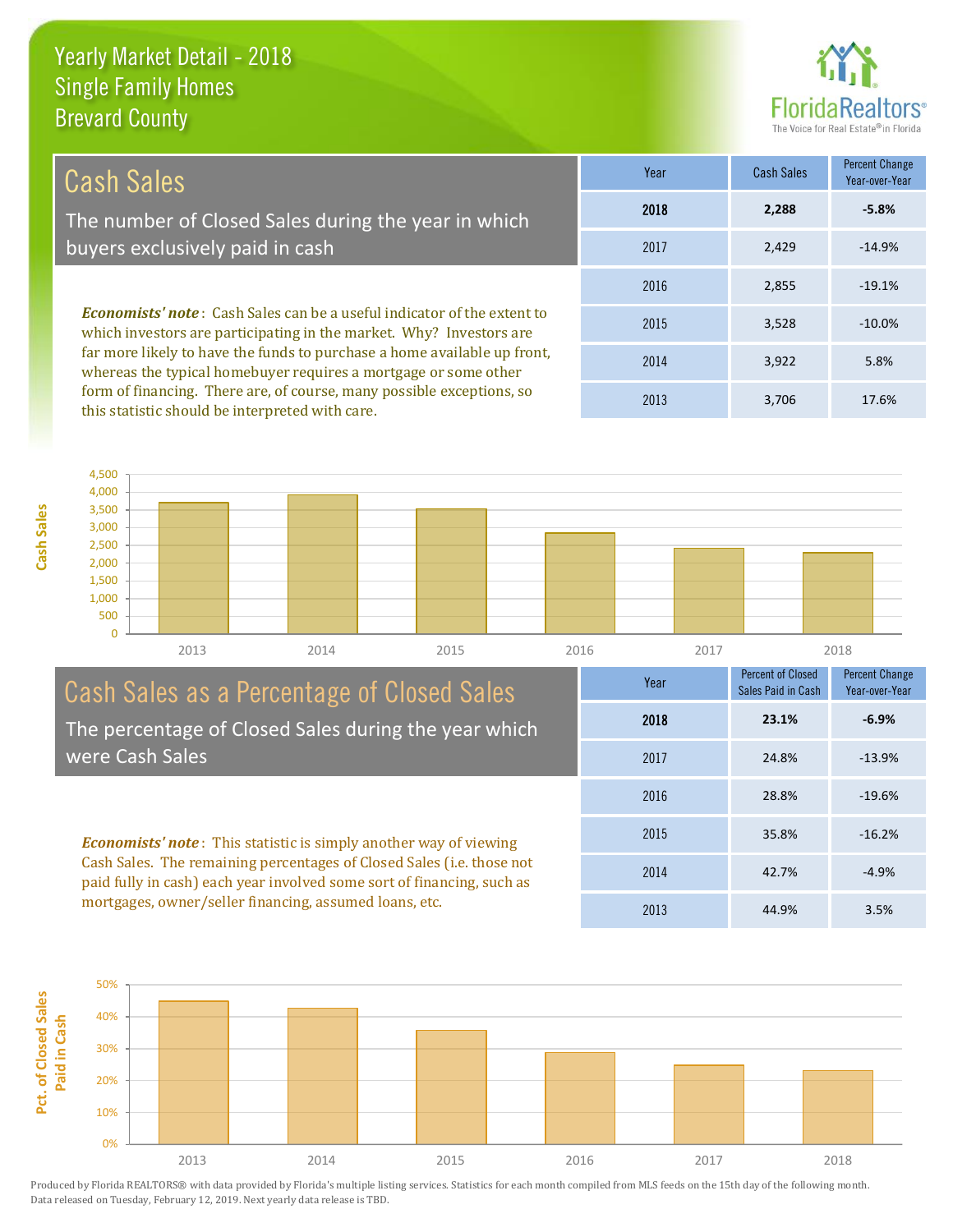# Yearly Market Detail - 2018
## Single Family Homes
## Brevard County

## Cash Sales

The number of Closed Sales during the year in which buyers exclusively paid in cash

*Economists' note*: Cash Sales can be a useful indicator of the extent to which investors are participating in the market. Why? Investors are far more likely to have the funds to purchase a home available up front, whereas the typical homebuyer requires a mortgage or some other form of financing. There are, of course, many possible exceptions, so this statistic should be interpreted with care.

| Year | Cash Sales | Percent Change Year-over-Year |
|---|---|---|
| **2018** | **2,288** | **-5.8%** |
| 2017 | 2,429 | -14.9% |
| 2016 | 2,855 | -19.1% |
| 2015 | 3,528 | -10.0% |
| 2014 | 3,922 | 5.8% |
| 2013 | 3,706 | 17.6% |

## Cash Sales as a Percentage of Closed Sales

The percentage of Closed Sales during the year which were Cash Sales

*Economists' note*: This statistic is simply another way of viewing Cash Sales. The remaining percentages of Closed Sales (i.e. those not paid fully in cash) each year involved some sort of financing, such as mortgages, owner/seller financing, assumed loans, etc.

| Year | Percent of Closed Sales Paid in Cash | Percent Change Year-over-Year |
|---|---|---|
| **2018** | **23.1%** | **-6.9%** |
| 2017 | 24.8% | -13.9% |
| 2016 | 28.8% | -19.6% |
| 2015 | 35.8% | -16.2% |
| 2014 | 42.7% | -4.9% |
| 2013 | 44.9% | 3.5% |

Produced by Florida REALTORS® with data provided by Florida's multiple listing services. Statistics for each month compiled from MLS feeds on the 15th day of the following month. Data released on Tuesday, February 12, 2019. Next yearly data release is TBD.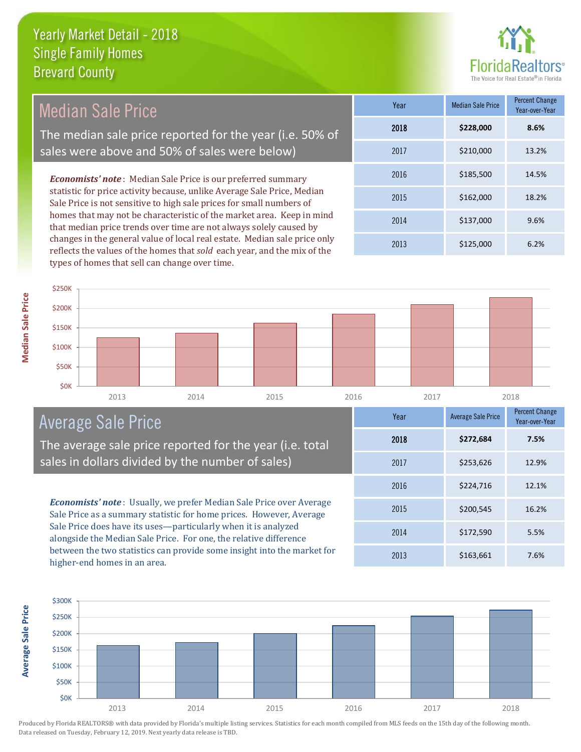# Yearly Market Detail - 2018
## Single Family Homes
## Brevard County

## Median Sale Price

The median sale price reported for the year (i.e. 50% of sales were above and 50% of sales were below)

***Economists' note***: Median Sale Price is our preferred summary statistic for price activity because, unlike Average Sale Price, Median Sale Price is not sensitive to high sale prices for small numbers of homes that may not be characteristic of the market area. Keep in mind that median price trends over time are not always solely caused by changes in the general value of local real estate. Median sale price only reflects the values of the homes that *sold* each year, and the mix of the types of homes that sell can change over time.

| Year | Median Sale Price | Percent Change Year-over-Year |
|---|---|---|
| **2018** | **$228,000** | **8.6%** |
| 2017 | $210,000 | 13.2% |
| 2016 | $185,500 | 14.5% |
| 2015 | $162,000 | 18.2% |
| 2014 | $137,000 | 9.6% |
| 2013 | $125,000 | 6.2% |

## Average Sale Price

The average sale price reported for the year (i.e. total sales in dollars divided by the number of sales)

***Economists' note***: Usually, we prefer Median Sale Price over Average Sale Price as a summary statistic for home prices. However, Average Sale Price does have its uses—particularly when it is analyzed alongside the Median Sale Price. For one, the relative difference between the two statistics can provide some insight into the market for higher-end homes in an area.

| Year | Average Sale Price | Percent Change Year-over-Year |
|---|---|---|
| **2018** | **$272,684** | **7.5%** |
| 2017 | $253,626 | 12.9% |
| 2016 | $224,716 | 12.1% |
| 2015 | $200,545 | 16.2% |
| 2014 | $172,590 | 5.5% |
| 2013 | $163,661 | 7.6% |

Produced by Florida REALTORS® with data provided by Florida's multiple listing services. Statistics for each month compiled from MLS feeds on the 15th day of the following month. Data released on Tuesday, February 12, 2019. Next yearly data release is TBD.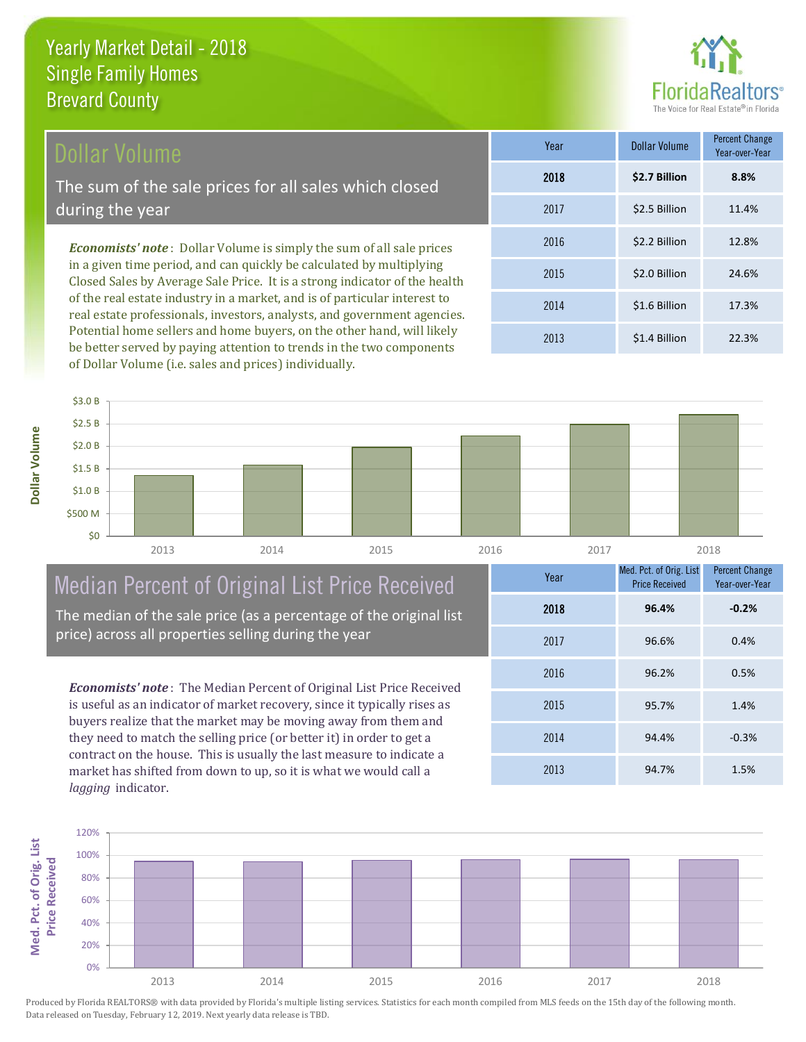# Yearly Market Detail - 2018
## Single Family Homes
## Brevard County

## Dollar Volume

The sum of the sale prices for all sales which closed during the year

*Economists' note*: Dollar Volume is simply the sum of all sale prices in a given time period, and can quickly be calculated by multiplying Closed Sales by Average Sale Price. It is a strong indicator of the health of the real estate industry in a market, and is of particular interest to real estate professionals, investors, analysts, and government agencies. Potential home sellers and home buyers, on the other hand, will likely be better served by paying attention to trends in the two components of Dollar Volume (i.e. sales and prices) individually.

| Year | Dollar Volume | Percent Change Year-over-Year |
|---|---|---|
| **2018** | **$2.7 Billion** | **8.8%** |
| 2017 | $2.5 Billion | 11.4% |
| 2016 | $2.2 Billion | 12.8% |
| 2015 | $2.0 Billion | 24.6% |
| 2014 | $1.6 Billion | 17.3% |
| 2013 | $1.4 Billion | 22.3% |

## Median Percent of Original List Price Received

The median of the sale price (as a percentage of the original list price) across all properties selling during the year

*Economists' note*: The Median Percent of Original List Price Received is useful as an indicator of market recovery, since it typically rises as buyers realize that the market may be moving away from them and they need to match the selling price (or better it) in order to get a contract on the house. This is usually the last measure to indicate a market has shifted from down to up, so it is what we would call a *lagging* indicator.

| Year | Med. Pct. of Orig. List Price Received | Percent Change Year-over-Year |
|---|---|---|
| **2018** | **96.4%** | **-0.2%** |
| 2017 | 96.6% | 0.4% |
| 2016 | 96.2% | 0.5% |
| 2015 | 95.7% | 1.4% |
| 2014 | 94.4% | -0.3% |
| 2013 | 94.7% | 1.5% |

Produced by Florida REALTORS® with data provided by Florida's multiple listing services. Statistics for each month compiled from MLS feeds on the 15th day of the following month. Data released on Tuesday, February 12, 2019. Next yearly data release is TBD.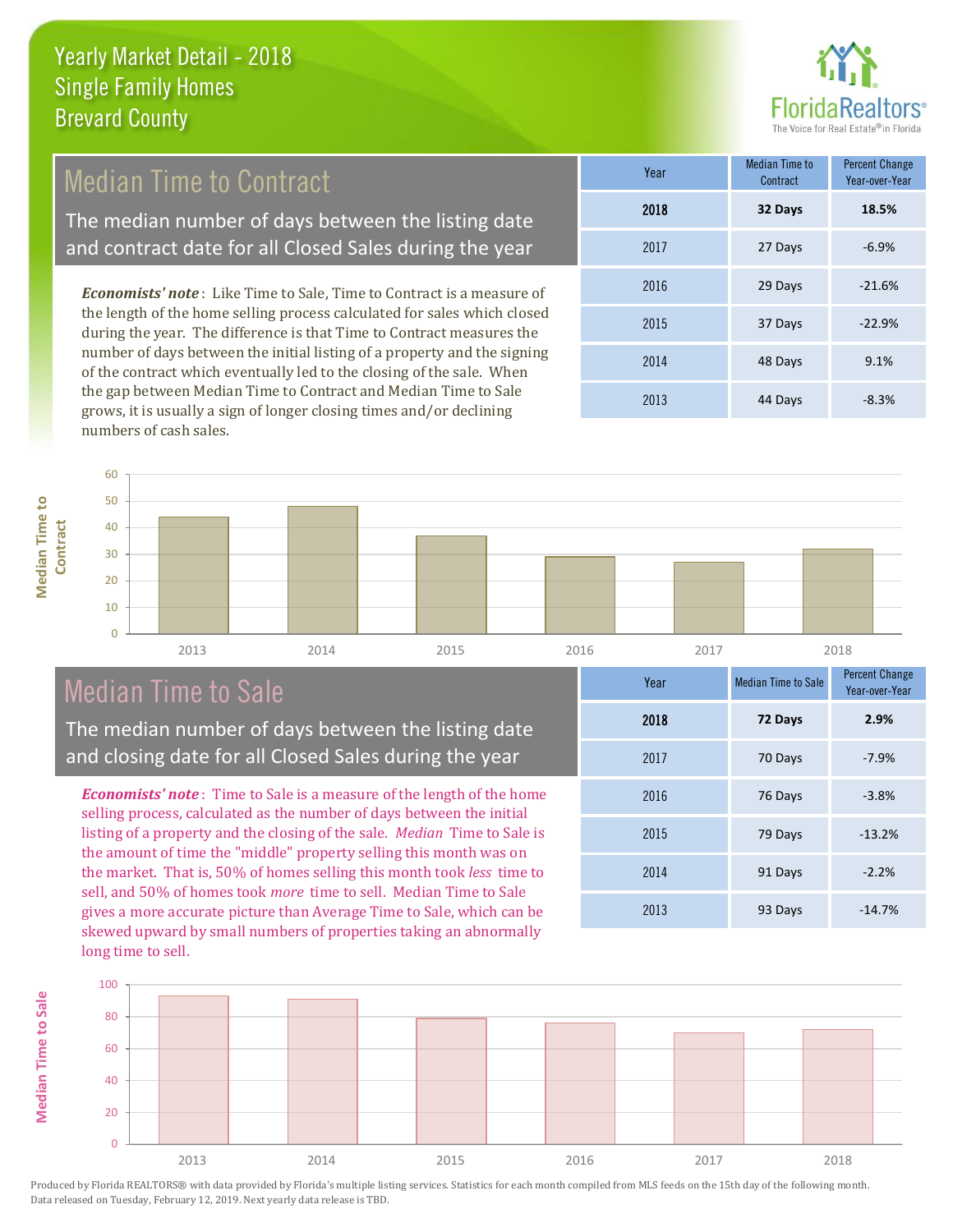# Yearly Market Detail - 2018
## Single Family Homes
## Brevard County

## Median Time to Contract

The median number of days between the listing date and contract date for all Closed Sales during the year

*Economists' note*: Like Time to Sale, Time to Contract is a measure of the length of the home selling process calculated for sales which closed during the year. The difference is that Time to Contract measures the number of days between the initial listing of a property and the signing of the contract which eventually led to the closing of the sale. When the gap between Median Time to Contract and Median Time to Sale grows, it is usually a sign of longer closing times and/or declining numbers of cash sales.

| Year | Median Time to Contract | Percent Change Year-over-Year |
|---|---|---|
| **2018** | **32 Days** | **18.5%** |
| 2017 | 27 Days | -6.9% |
| 2016 | 29 Days | -21.6% |
| 2015 | 37 Days | -22.9% |
| 2014 | 48 Days | 9.1% |
| 2013 | 44 Days | -8.3% |

## Median Time to Sale

The median number of days between the listing date and closing date for all Closed Sales during the year

*Economists' note*: Time to Sale is a measure of the length of the home selling process, calculated as the number of days between the initial listing of a property and the closing of the sale. *Median* Time to Sale is the amount of time the "middle" property selling this month was on the market. That is, 50% of homes selling this month took *less* time to sell, and 50% of homes took *more* time to sell. Median Time to Sale gives a more accurate picture than Average Time to Sale, which can be skewed upward by small numbers of properties taking an abnormally long time to sell.

| Year | Median Time to Sale | Percent Change Year-over-Year |
|---|---|---|
| **2018** | **72 Days** | **2.9%** |
| 2017 | 70 Days | -7.9% |
| 2016 | 76 Days | -3.8% |
| 2015 | 79 Days | -13.2% |
| 2014 | 91 Days | -2.2% |
| 2013 | 93 Days | -14.7% |

Produced by Florida REALTORS® with data provided by Florida's multiple listing services. Statistics for each month compiled from MLS feeds on the 15th day of the following month. Data released on Tuesday, February 12, 2019. Next yearly data release is TBD.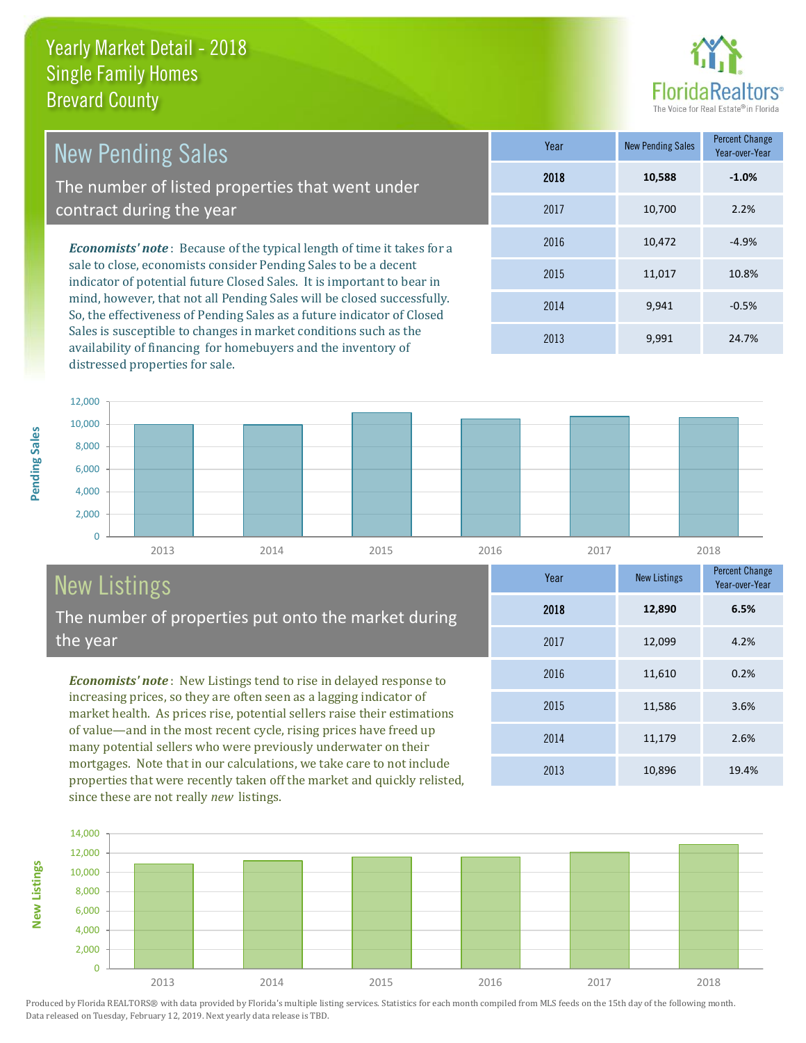# Yearly Market Detail - 2018
## Single Family Homes
## Brevard County

## New Pending Sales

The number of listed properties that went under contract during the year

***Economists' note***: Because of the typical length of time it takes for a sale to close, economists consider Pending Sales to be a decent indicator of potential future Closed Sales. It is important to bear in mind, however, that not all Pending Sales will be closed successfully. So, the effectiveness of Pending Sales as a future indicator of Closed Sales is susceptible to changes in market conditions such as the availability of financing for homebuyers and the inventory of distressed properties for sale.

| Year | New Pending Sales | Percent Change Year-over-Year |
|---|---|---|
| **2018** | **10,588** | **-1.0%** |
| 2017 | 10,700 | 2.2% |
| 2016 | 10,472 | -4.9% |
| 2015 | 11,017 | 10.8% |
| 2014 | 9,941 | -0.5% |
| 2013 | 9,991 | 24.7% |

## New Listings

The number of properties put onto the market during the year

***Economists' note***: New Listings tend to rise in delayed response to increasing prices, so they are often seen as a lagging indicator of market health. As prices rise, potential sellers raise their estimations of value—and in the most recent cycle, rising prices have freed up many potential sellers who were previously underwater on their mortgages. Note that in our calculations, we take care to not include properties that were recently taken off the market and quickly relisted, since these are not really *new* listings.

| Year | New Listings | Percent Change Year-over-Year |
|---|---|---|
| **2018** | **12,890** | **6.5%** |
| 2017 | 12,099 | 4.2% |
| 2016 | 11,610 | 0.2% |
| 2015 | 11,586 | 3.6% |
| 2014 | 11,179 | 2.6% |
| 2013 | 10,896 | 19.4% |

Produced by Florida REALTORS® with data provided by Florida's multiple listing services. Statistics for each month compiled from MLS feeds on the 15th day of the following month. Data released on Tuesday, February 12, 2019. Next yearly data release is TBD.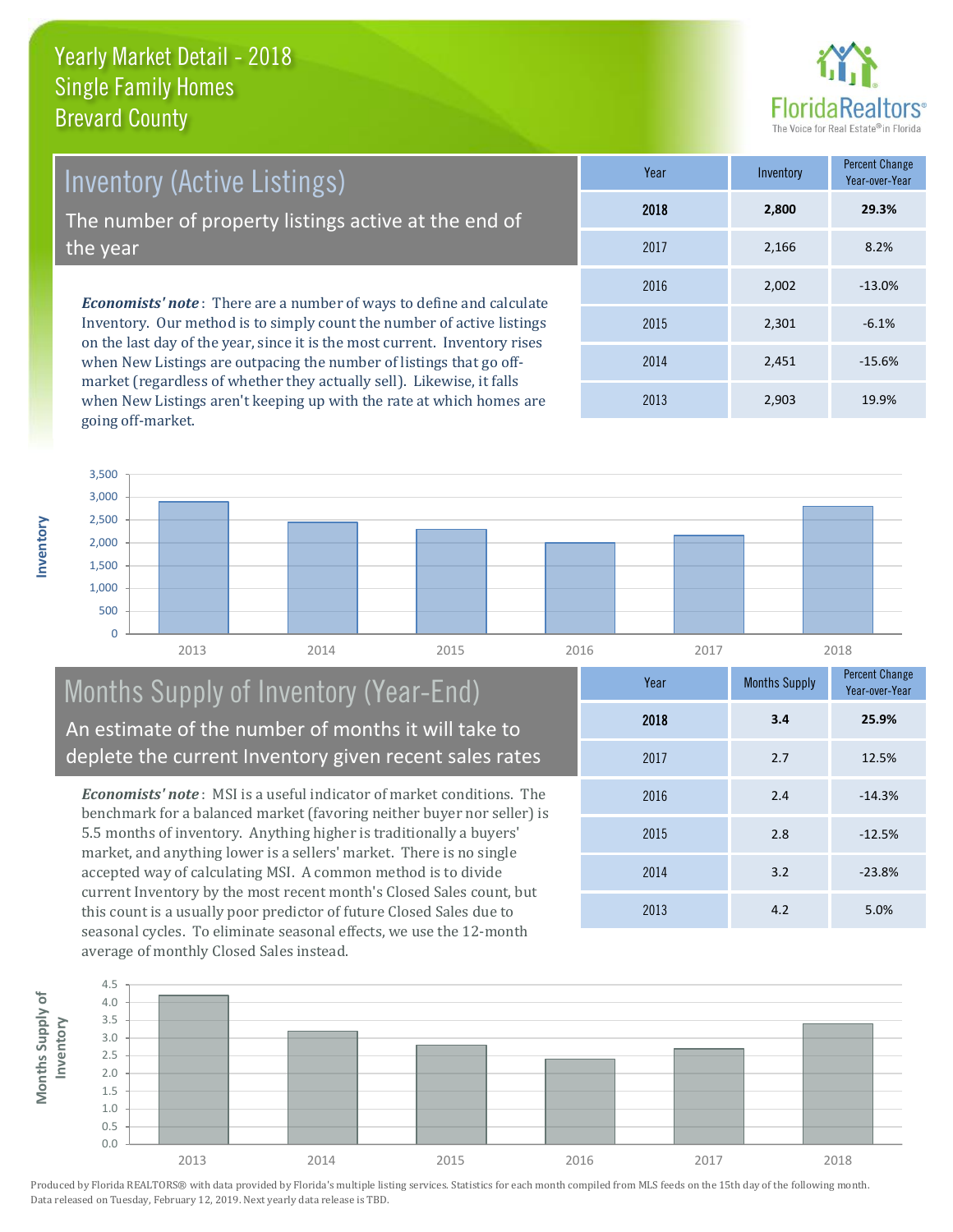# Yearly Market Detail - 2018
## Single Family Homes
## Brevard County

## Inventory (Active Listings)

The number of property listings active at the end of the year

***Economists' note***: There are a number of ways to define and calculate Inventory. Our method is to simply count the number of active listings on the last day of the year, since it is the most current. Inventory rises when New Listings are outpacing the number of listings that go off-market (regardless of whether they actually sell). Likewise, it falls when New Listings aren't keeping up with the rate at which homes are going off-market.

| Year | Inventory | Percent Change Year-over-Year |
|---|---|---|
| **2018** | **2,800** | **29.3%** |
| 2017 | 2,166 | 8.2% |
| 2016 | 2,002 | -13.0% |
| 2015 | 2,301 | -6.1% |
| 2014 | 2,451 | -15.6% |
| 2013 | 2,903 | 19.9% |

## Months Supply of Inventory (Year-End)

An estimate of the number of months it will take to deplete the current Inventory given recent sales rates

***Economists' note***: MSI is a useful indicator of market conditions. The benchmark for a balanced market (favoring neither buyer nor seller) is 5.5 months of inventory. Anything higher is traditionally a buyers' market, and anything lower is a sellers' market. There is no single accepted way of calculating MSI. A common method is to divide current Inventory by the most recent month's Closed Sales count, but this count is a usually poor predictor of future Closed Sales due to seasonal cycles. To eliminate seasonal effects, we use the 12-month average of monthly Closed Sales instead.

| Year | Months Supply | Percent Change Year-over-Year |
|---|---|---|
| **2018** | **3.4** | **25.9%** |
| 2017 | 2.7 | 12.5% |
| 2016 | 2.4 | -14.3% |
| 2015 | 2.8 | -12.5% |
| 2014 | 3.2 | -23.8% |
| 2013 | 4.2 | 5.0% |

Produced by Florida REALTORS® with data provided by Florida's multiple listing services. Statistics for each month compiled from MLS feeds on the 15th day of the following month. Data released on Tuesday, February 12, 2019. Next yearly data release is TBD.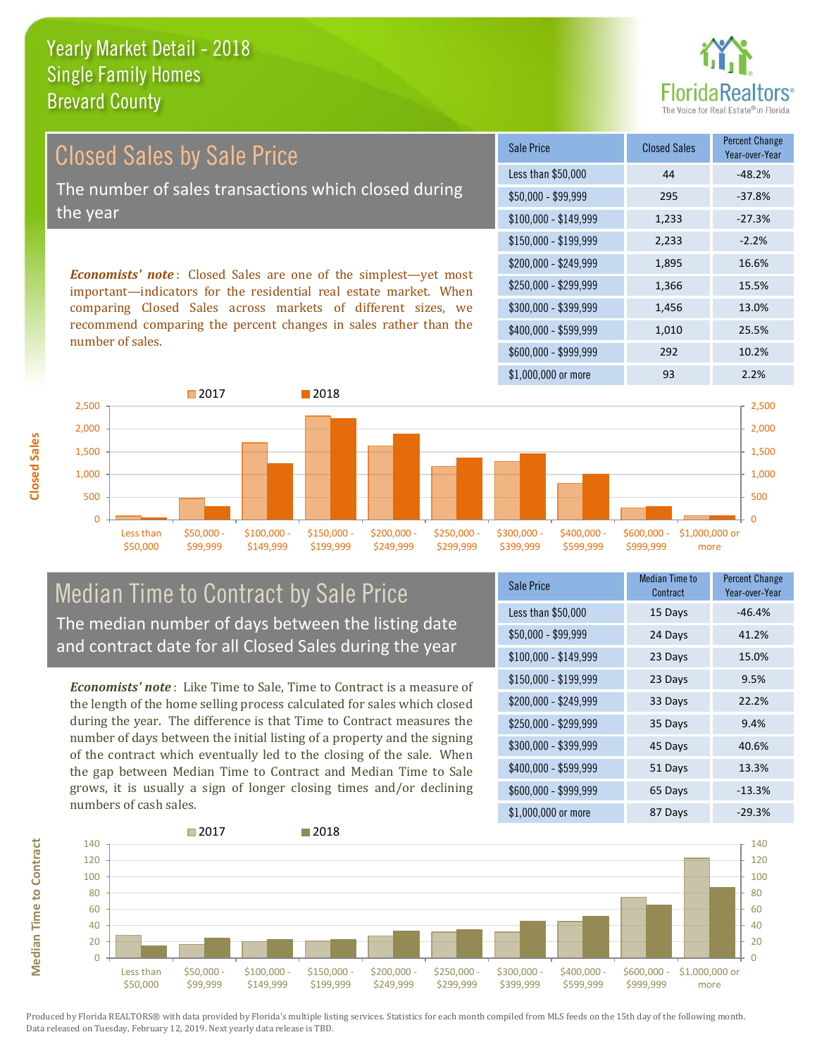# Yearly Market Detail - 2018
## Single Family Homes
## Brevard County

## Closed Sales by Sale Price

The number of sales transactions which closed during the year

***Economists' note***: Closed Sales are one of the simplest—yet most important—indicators for the residential real estate market. When comparing Closed Sales across markets of different sizes, we recommend comparing the percent changes in sales rather than the number of sales.

| Sale Price | Closed Sales | Percent Change Year-over-Year |
|---|---|---|
| Less than $50,000 | 44 | -48.2% |
| $50,000 - $99,999 | 295 | -37.8% |
| $100,000 - $149,999 | 1,233 | -27.3% |
| $150,000 - $199,999 | 2,233 | -2.2% |
| $200,000 - $249,999 | 1,895 | 16.6% |
| $250,000 - $299,999 | 1,366 | 15.5% |
| $300,000 - $399,999 | 1,456 | 13.0% |
| $400,000 - $599,999 | 1,010 | 25.5% |
| $600,000 - $999,999 | 292 | 10.2% |
| $1,000,000 or more | 93 | 2.2% |

## Median Time to Contract by Sale Price

The median number of days between the listing date and contract date for all Closed Sales during the year

***Economists' note***: Like Time to Sale, Time to Contract is a measure of the length of the home selling process calculated for sales which closed during the year. The difference is that Time to Contract measures the number of days between the initial listing of a property and the signing of the contract which eventually led to the closing of the sale. When the gap between Median Time to Contract and Median Time to Sale grows, it is usually a sign of longer closing times and/or declining numbers of cash sales.

| Sale Price | Median Time to Contract | Percent Change Year-over-Year |
|---|---|---|
| Less than $50,000 | 15 Days | -46.4% |
| $50,000 - $99,999 | 24 Days | 41.2% |
| $100,000 - $149,999 | 23 Days | 15.0% |
| $150,000 - $199,999 | 23 Days | 9.5% |
| $200,000 - $249,999 | 33 Days | 22.2% |
| $250,000 - $299,999 | 35 Days | 9.4% |
| $300,000 - $399,999 | 45 Days | 40.6% |
| $400,000 - $599,999 | 51 Days | 13.3% |
| $600,000 - $999,999 | 65 Days | -13.3% |
| $1,000,000 or more | 87 Days | -29.3% |

Produced by Florida REALTORS® with data provided by Florida's multiple listing services. Statistics for each month compiled from MLS feeds on the 15th day of the following month. Data released on Tuesday, February 12, 2019. Next yearly data release is TBD.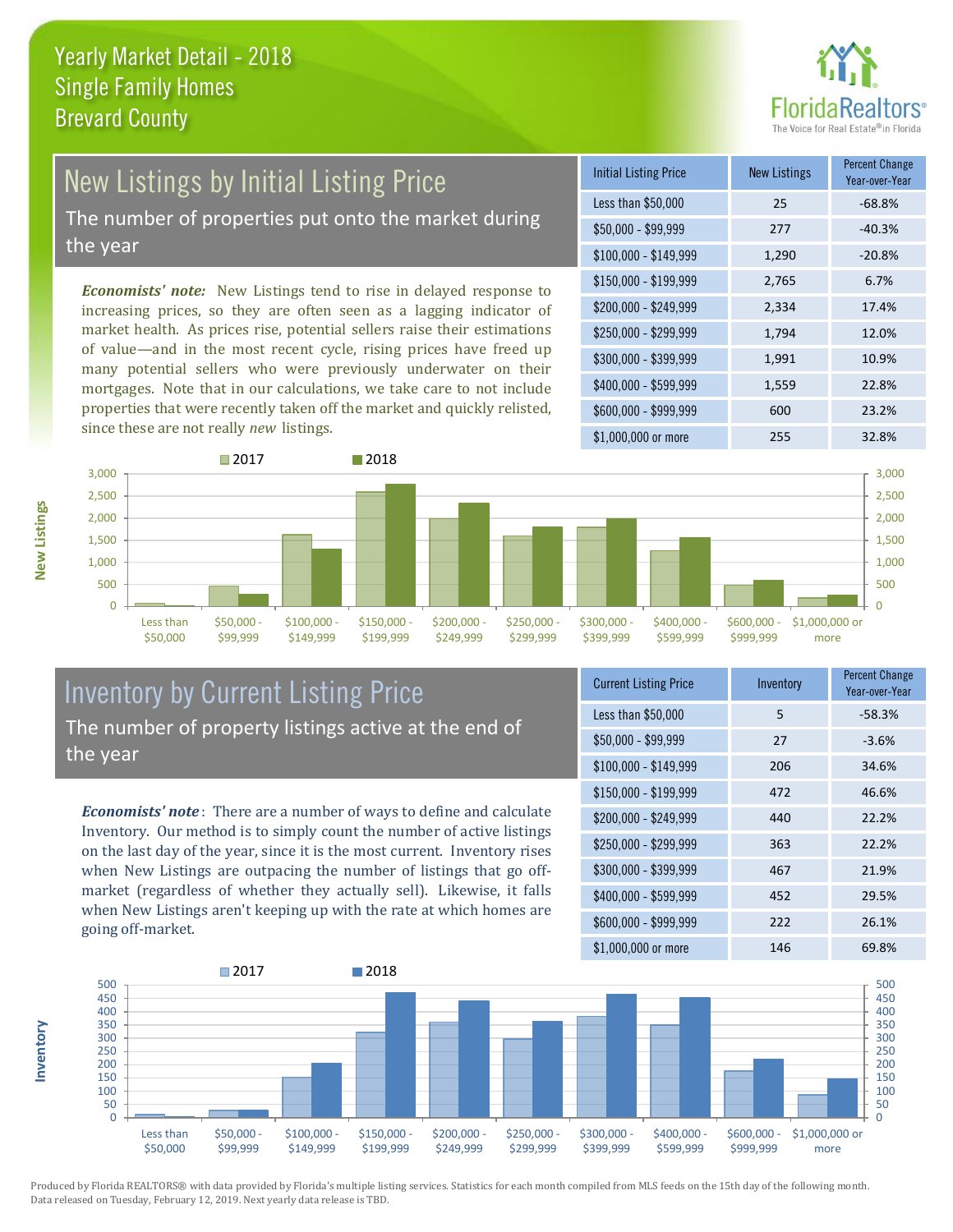# Yearly Market Detail - 2018
## Single Family Homes
## Brevard County

## New Listings by Initial Listing Price

The number of properties put onto the market during the year

*Economists' note:* New Listings tend to rise in delayed response to increasing prices, so they are often seen as a lagging indicator of market health. As prices rise, potential sellers raise their estimations of value—and in the most recent cycle, rising prices have freed up many potential sellers who were previously underwater on their mortgages. Note that in our calculations, we take care to not include properties that were recently taken off the market and quickly relisted, since these are not really *new* listings.

| Initial Listing Price | New Listings | Percent Change Year-over-Year |
|---|---|---|
| Less than $50,000 | 25 | -68.8% |
| $50,000 - $99,999 | 277 | -40.3% |
| $100,000 - $149,999 | 1,290 | -20.8% |
| $150,000 - $199,999 | 2,765 | 6.7% |
| $200,000 - $249,999 | 2,334 | 17.4% |
| $250,000 - $299,999 | 1,794 | 12.0% |
| $300,000 - $399,999 | 1,991 | 10.9% |
| $400,000 - $599,999 | 1,559 | 22.8% |
| $600,000 - $999,999 | 600 | 23.2% |
| $1,000,000 or more | 255 | 32.8% |

## Inventory by Current Listing Price

The number of property listings active at the end of the year

*Economists' note*: There are a number of ways to define and calculate Inventory. Our method is to simply count the number of active listings on the last day of the year, since it is the most current. Inventory rises when New Listings are outpacing the number of listings that go off-market (regardless of whether they actually sell). Likewise, it falls when New Listings aren't keeping up with the rate at which homes are going off-market.

| Current Listing Price | Inventory | Percent Change Year-over-Year |
|---|---|---|
| Less than $50,000 | 5 | -58.3% |
| $50,000 - $99,999 | 27 | -3.6% |
| $100,000 - $149,999 | 206 | 34.6% |
| $150,000 - $199,999 | 472 | 46.6% |
| $200,000 - $249,999 | 440 | 22.2% |
| $250,000 - $299,999 | 363 | 22.2% |
| $300,000 - $399,999 | 467 | 21.9% |
| $400,000 - $599,999 | 452 | 29.5% |
| $600,000 - $999,999 | 222 | 26.1% |
| $1,000,000 or more | 146 | 69.8% |

Produced by Florida REALTORS® with data provided by Florida's multiple listing services. Statistics for each month compiled from MLS feeds on the 15th day of the following month. Data released on Tuesday, February 12, 2019. Next yearly data release is TBD.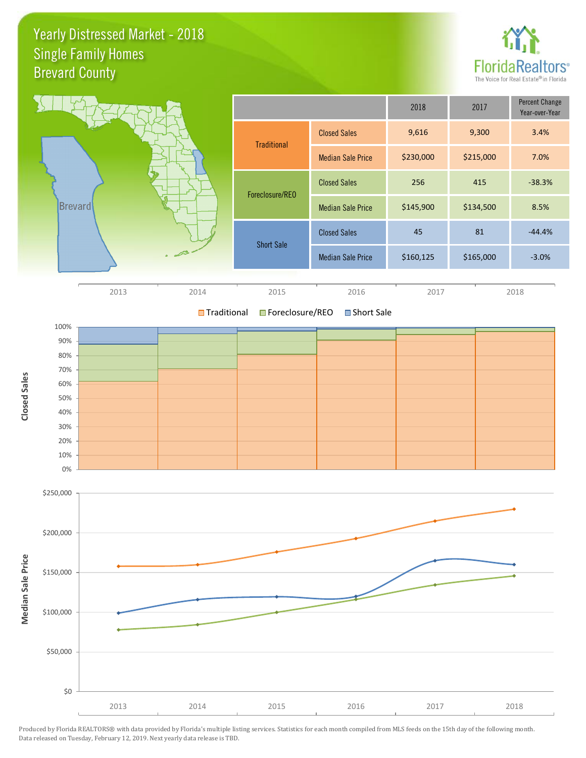# Yearly Distressed Market - 2018
## Single Family Homes
## Brevard County

FloridaRealtors®
The Voice for Real Estate® in Florida

Brevard

| | | 2018 | 2017 | Percent Change Year-over-Year |
|---|---|---|---|---|
| Traditional | Closed Sales | 9,616 | 9,300 | 3.4% |
| | Median Sale Price | $230,000 | $215,000 | 7.0% |
| Foreclosure/REO | Closed Sales | 256 | 415 | -38.3% |
| | Median Sale Price | $145,900 | $134,500 | 8.5% |
| Short Sale | Closed Sales | 45 | 81 | -44.4% |
| | Median Sale Price | $160,125 | $165,000 | -3.0% |

2013 2014 2015 2016 2017 2018

Traditional Foreclosure/REO Short Sale

Closed Sales

100% 90% 80% 70% 60% 50% 40% 30% 20% 10% 0%

Median Sale Price

$250,000 $200,000 $150,000 $100,000 $50,000 $0

2013 2014 2015 2016 2017 2018

Produced by Florida REALTORS® with data provided by Florida's multiple listing services. Statistics for each month compiled from MLS feeds on the 15th day of the following month. Data released on Tuesday, February 12, 2019. Next yearly data release is TBD.